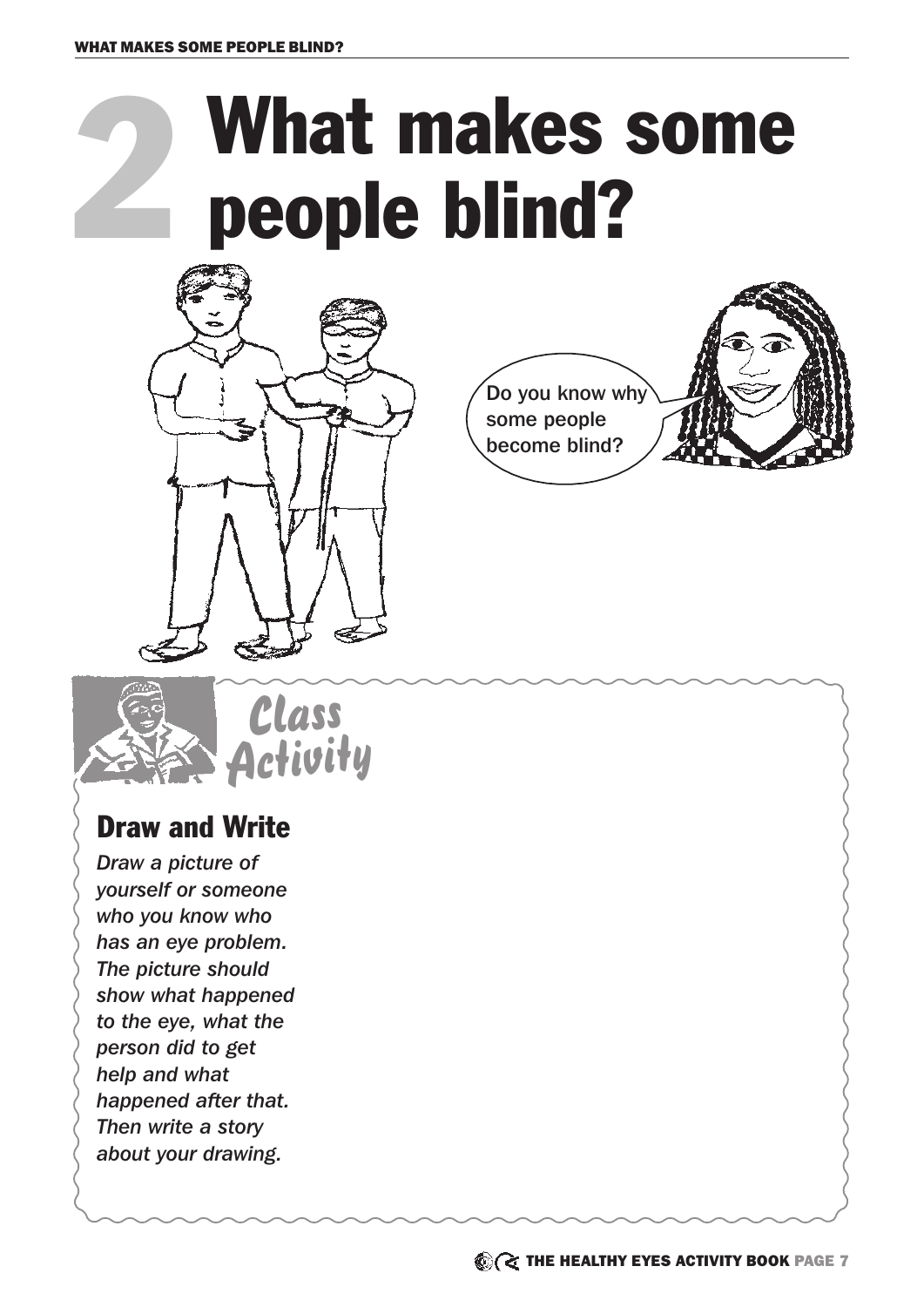# 2 What makes some people blind?

Do you know why some people become blind?

## Class Activity

### Draw and Write

*Draw a picture of yourself or someone who you know who has an eye problem. The picture should show what happened to the eye, what the person did to get help and what happened after that. Then write a story about your drawing.*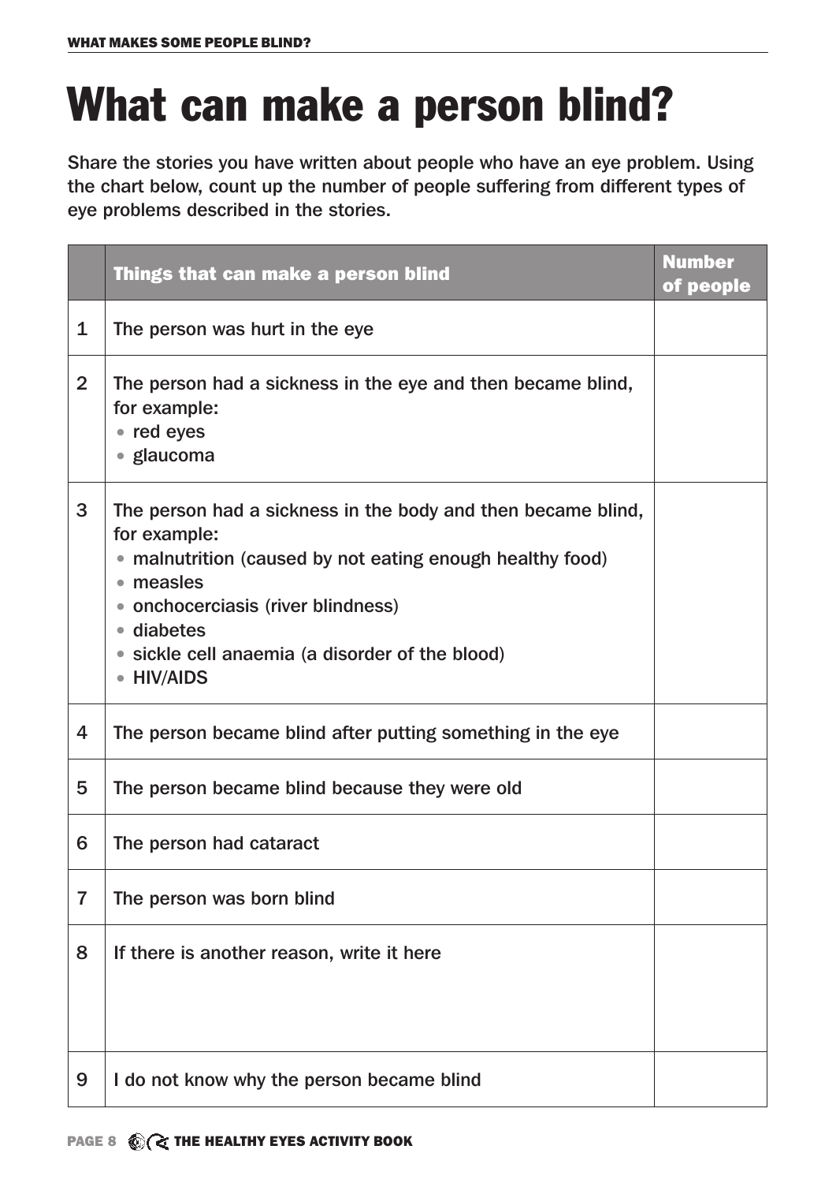# What can make a person blind?

Share the stories you have written about people who have an eye problem. Using the chart below, count up the number of people suffering from different types of eye problems described in the stories.

| | Things that can make a person blind | Number of people |
|---|---|---|
| 1 | The person was hurt in the eye | |
| 2 | The person had a sickness in the eye and then became blind, for example:<br>• red eyes<br>• glaucoma | |
| 3 | The person had a sickness in the body and then became blind, for example:<br>• malnutrition (caused by not eating enough healthy food)<br>• measles<br>• onchocerciasis (river blindness)<br>• diabetes<br>• sickle cell anaemia (a disorder of the blood)<br>• HIV/AIDS | |
| 4 | The person became blind after putting something in the eye | |
| 5 | The person became blind because they were old | |
| 6 | The person had cataract | |
| 7 | The person was born blind | |
| 8 | If there is another reason, write it here | |
| 9 | I do not know why the person became blind | |